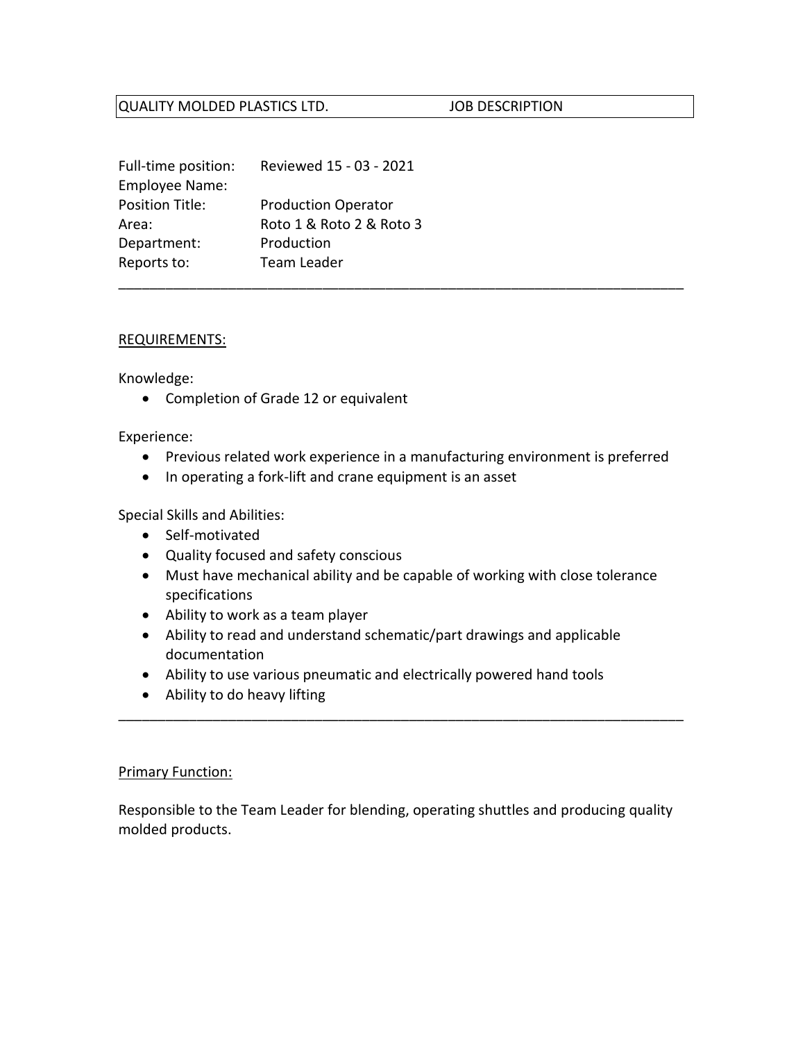QUALITY MOLDED PLASTICS LTD. JOB DESCRIPTION

Full-time position: Reviewed 15 - 03 - 2021
Employee Name:
Position Title: Production Operator
Area: Roto 1 & Roto 2 & Roto 3
Department: Production
Reports to: Team Leader

---

REQUIREMENTS:

Knowledge:

- Completion of Grade 12 or equivalent

Experience:

- Previous related work experience in a manufacturing environment is preferred
- In operating a fork-lift and crane equipment is an asset

Special Skills and Abilities:

- Self-motivated
- Quality focused and safety conscious
- Must have mechanical ability and be capable of working with close tolerance specifications
- Ability to work as a team player
- Ability to read and understand schematic/part drawings and applicable documentation
- Ability to use various pneumatic and electrically powered hand tools
- Ability to do heavy lifting

---

Primary Function:

Responsible to the Team Leader for blending, operating shuttles and producing quality molded products.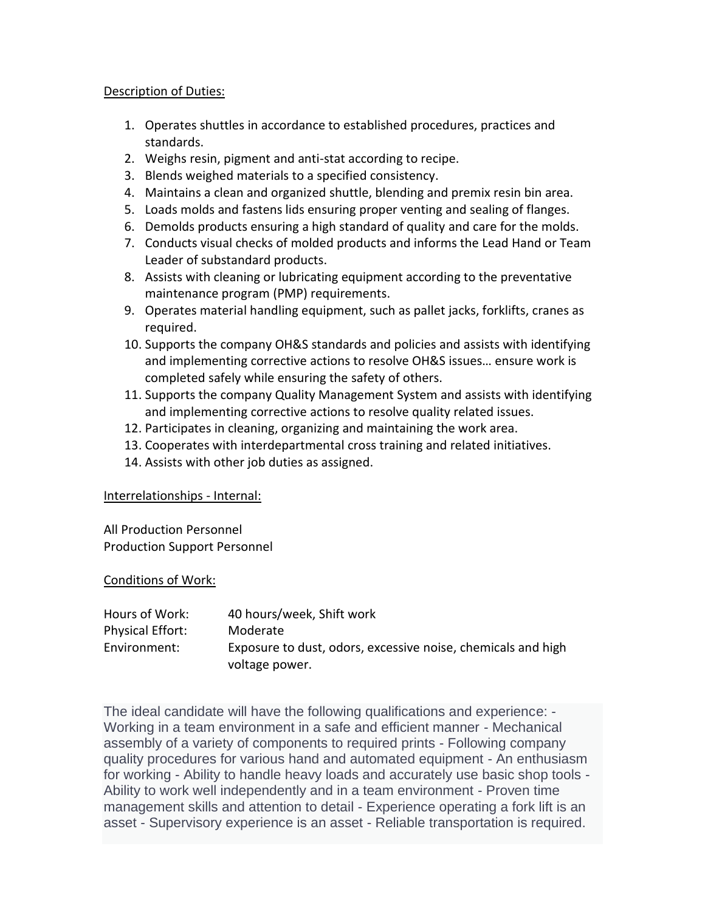Description of Duties:

1. Operates shuttles in accordance to established procedures, practices and standards.
2. Weighs resin, pigment and anti-stat according to recipe.
3. Blends weighed materials to a specified consistency.
4. Maintains a clean and organized shuttle, blending and premix resin bin area.
5. Loads molds and fastens lids ensuring proper venting and sealing of flanges.
6. Demolds products ensuring a high standard of quality and care for the molds.
7. Conducts visual checks of molded products and informs the Lead Hand or Team Leader of substandard products.
8. Assists with cleaning or lubricating equipment according to the preventative maintenance program (PMP) requirements.
9. Operates material handling equipment, such as pallet jacks, forklifts, cranes as required.
10. Supports the company OH&S standards and policies and assists with identifying and implementing corrective actions to resolve OH&S issues… ensure work is completed safely while ensuring the safety of others.
11. Supports the company Quality Management System and assists with identifying and implementing corrective actions to resolve quality related issues.
12. Participates in cleaning, organizing and maintaining the work area.
13. Cooperates with interdepartmental cross training and related initiatives.
14. Assists with other job duties as assigned.

Interrelationships - Internal:

All Production Personnel
Production Support Personnel

Conditions of Work:

| | |
|---|---|
| Hours of Work: | 40 hours/week, Shift work |
| Physical Effort: | Moderate |
| Environment: | Exposure to dust, odors, excessive noise, chemicals and high voltage power. |

The ideal candidate will have the following qualifications and experience: - Working in a team environment in a safe and efficient manner - Mechanical assembly of a variety of components to required prints - Following company quality procedures for various hand and automated equipment - An enthusiasm for working - Ability to handle heavy loads and accurately use basic shop tools - Ability to work well independently and in a team environment - Proven time management skills and attention to detail - Experience operating a fork lift is an asset - Supervisory experience is an asset - Reliable transportation is required.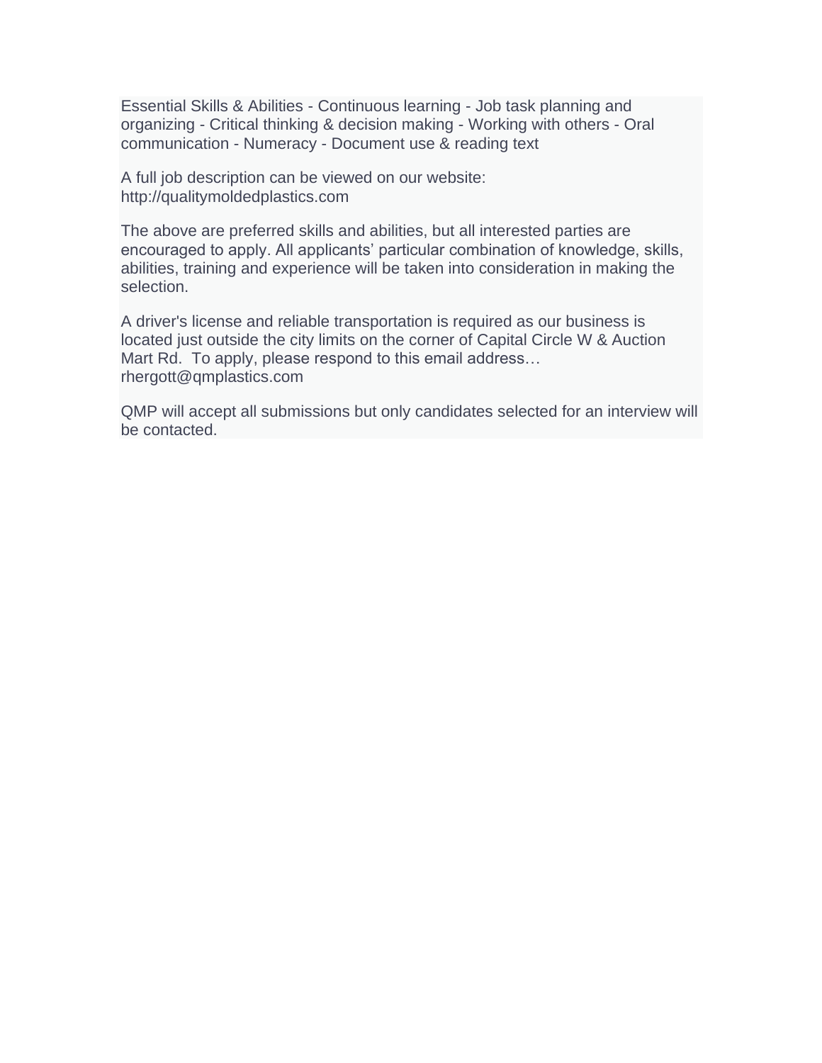Essential Skills & Abilities - Continuous learning - Job task planning and organizing - Critical thinking & decision making - Working with others - Oral communication - Numeracy - Document use & reading text

A full job description can be viewed on our website: http://qualitymoldedplastics.com

The above are preferred skills and abilities, but all interested parties are encouraged to apply. All applicants' particular combination of knowledge, skills, abilities, training and experience will be taken into consideration in making the selection.

A driver's license and reliable transportation is required as our business is located just outside the city limits on the corner of Capital Circle W & Auction Mart Rd.  To apply, please respond to this email address… rhergott@qmplastics.com

QMP will accept all submissions but only candidates selected for an interview will be contacted.